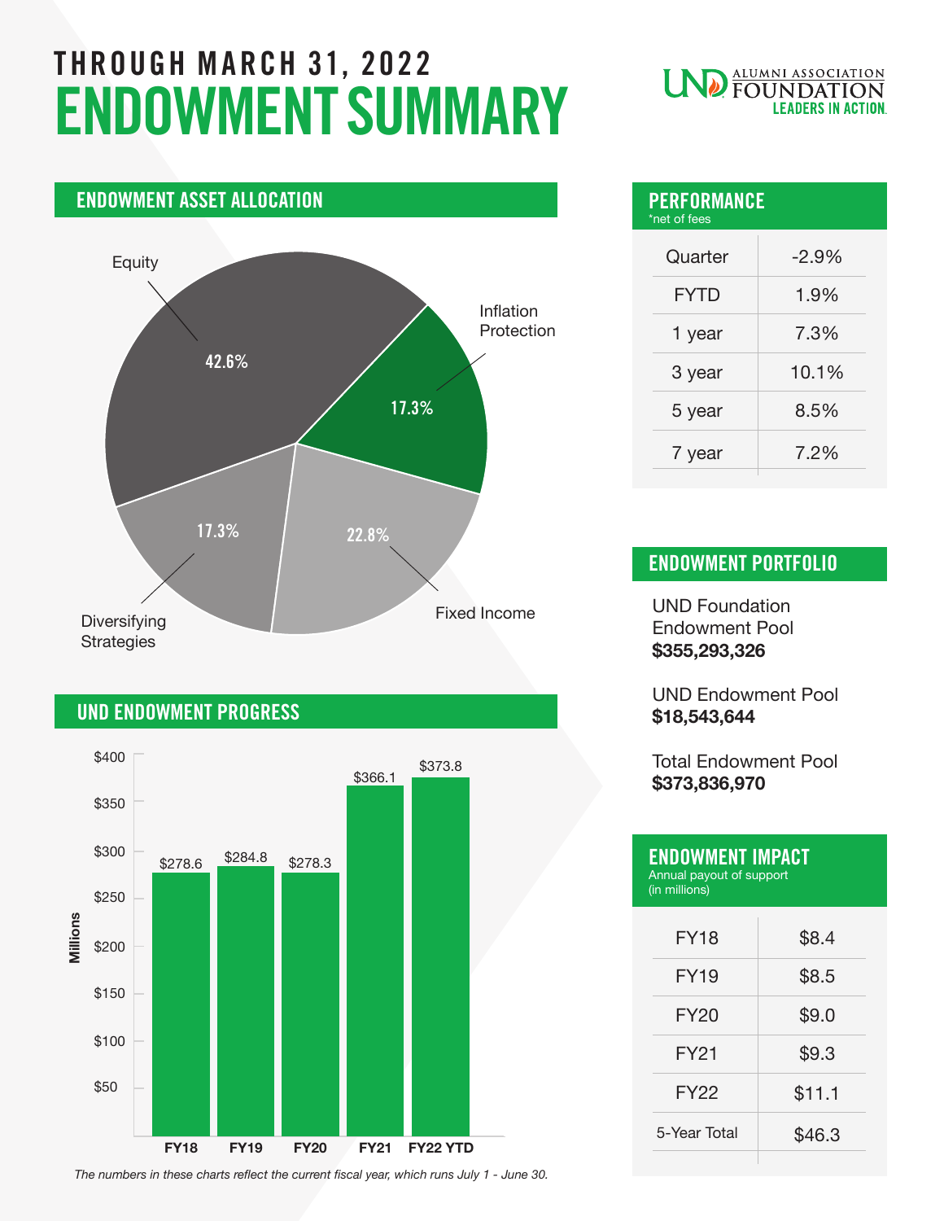# THROUGH MARCH 31, 2022
# ENDOWMENT SUMMARY

UND ALUMNI ASSOCIATION FOUNDATION LEADERS IN ACTION.

## ENDOWMENT ASSET ALLOCATION

| Asset Class | Allocation |
|---|---|
| Equity | 42.6% |
| Inflation Protection | 17.3% |
| Fixed Income | 22.8% |
| Diversifying Strategies | 17.3% |

## UND ENDOWMENT PROGRESS

| Fiscal Year | Millions |
|---|---|
| FY18 | $278.6 |
| FY19 | $284.8 |
| FY20 | $278.3 |
| FY21 | $366.1 |
| FY22 YTD | $373.8 |

*The numbers in these charts reflect the current fiscal year, which runs July 1 - June 30.*

## PERFORMANCE

*net of fees

| Period | Return |
|---|---|
| Quarter | -2.9% |
| FYTD | 1.9% |
| 1 year | 7.3% |
| 3 year | 10.1% |
| 5 year | 8.5% |
| 7 year | 7.2% |

## ENDOWMENT PORTFOLIO

UND Foundation Endowment Pool
**$355,293,326**

UND Endowment Pool
**$18,543,644**

Total Endowment Pool
**$373,836,970**

## ENDOWMENT IMPACT

Annual payout of support (in millions)

| Fiscal Year | Payout |
|---|---|
| FY18 | $8.4 |
| FY19 | $8.5 |
| FY20 | $9.0 |
| FY21 | $9.3 |
| FY22 | $11.1 |
| 5-Year Total | $46.3 |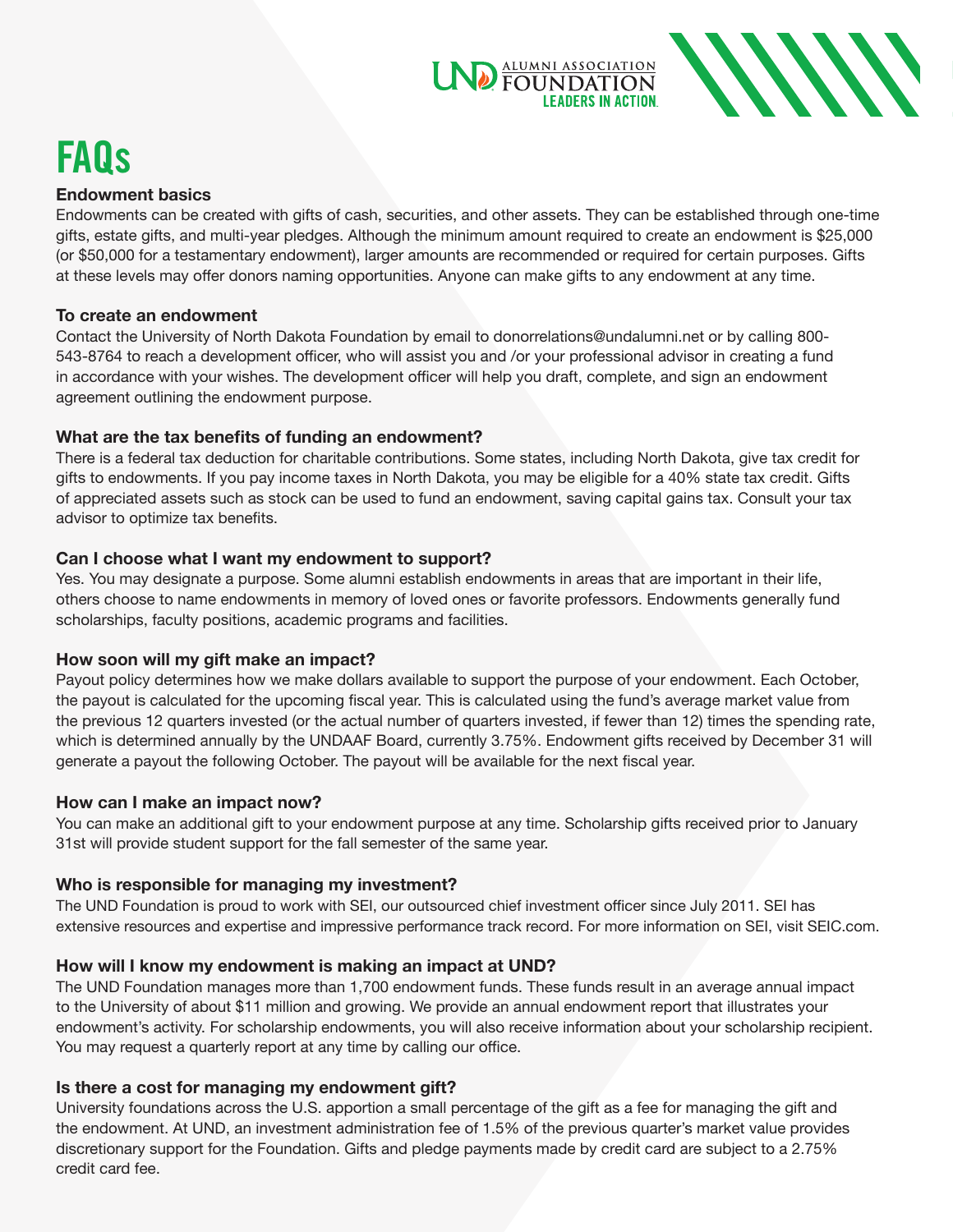# FAQs

### Endowment basics

Endowments can be created with gifts of cash, securities, and other assets. They can be established through one-time gifts, estate gifts, and multi-year pledges. Although the minimum amount required to create an endowment is $25,000 (or $50,000 for a testamentary endowment), larger amounts are recommended or required for certain purposes. Gifts at these levels may offer donors naming opportunities. Anyone can make gifts to any endowment at any time.

### To create an endowment

Contact the University of North Dakota Foundation by email to donorrelations@undalumni.net or by calling 800-543-8764 to reach a development officer, who will assist you and /or your professional advisor in creating a fund in accordance with your wishes. The development officer will help you draft, complete, and sign an endowment agreement outlining the endowment purpose.

### What are the tax benefits of funding an endowment?

There is a federal tax deduction for charitable contributions. Some states, including North Dakota, give tax credit for gifts to endowments. If you pay income taxes in North Dakota, you may be eligible for a 40% state tax credit. Gifts of appreciated assets such as stock can be used to fund an endowment, saving capital gains tax. Consult your tax advisor to optimize tax benefits.

### Can I choose what I want my endowment to support?

Yes. You may designate a purpose. Some alumni establish endowments in areas that are important in their life, others choose to name endowments in memory of loved ones or favorite professors. Endowments generally fund scholarships, faculty positions, academic programs and facilities.

### How soon will my gift make an impact?

Payout policy determines how we make dollars available to support the purpose of your endowment. Each October, the payout is calculated for the upcoming fiscal year. This is calculated using the fund's average market value from the previous 12 quarters invested (or the actual number of quarters invested, if fewer than 12) times the spending rate, which is determined annually by the UNDAAF Board, currently 3.75%. Endowment gifts received by December 31 will generate a payout the following October. The payout will be available for the next fiscal year.

### How can I make an impact now?

You can make an additional gift to your endowment purpose at any time. Scholarship gifts received prior to January 31st will provide student support for the fall semester of the same year.

### Who is responsible for managing my investment?

The UND Foundation is proud to work with SEI, our outsourced chief investment officer since July 2011. SEI has extensive resources and expertise and impressive performance track record. For more information on SEI, visit SEIC.com.

### How will I know my endowment is making an impact at UND?

The UND Foundation manages more than 1,700 endowment funds. These funds result in an average annual impact to the University of about $11 million and growing. We provide an annual endowment report that illustrates your endowment's activity. For scholarship endowments, you will also receive information about your scholarship recipient. You may request a quarterly report at any time by calling our office.

### Is there a cost for managing my endowment gift?

University foundations across the U.S. apportion a small percentage of the gift as a fee for managing the gift and the endowment. At UND, an investment administration fee of 1.5% of the previous quarter's market value provides discretionary support for the Foundation. Gifts and pledge payments made by credit card are subject to a 2.75% credit card fee.